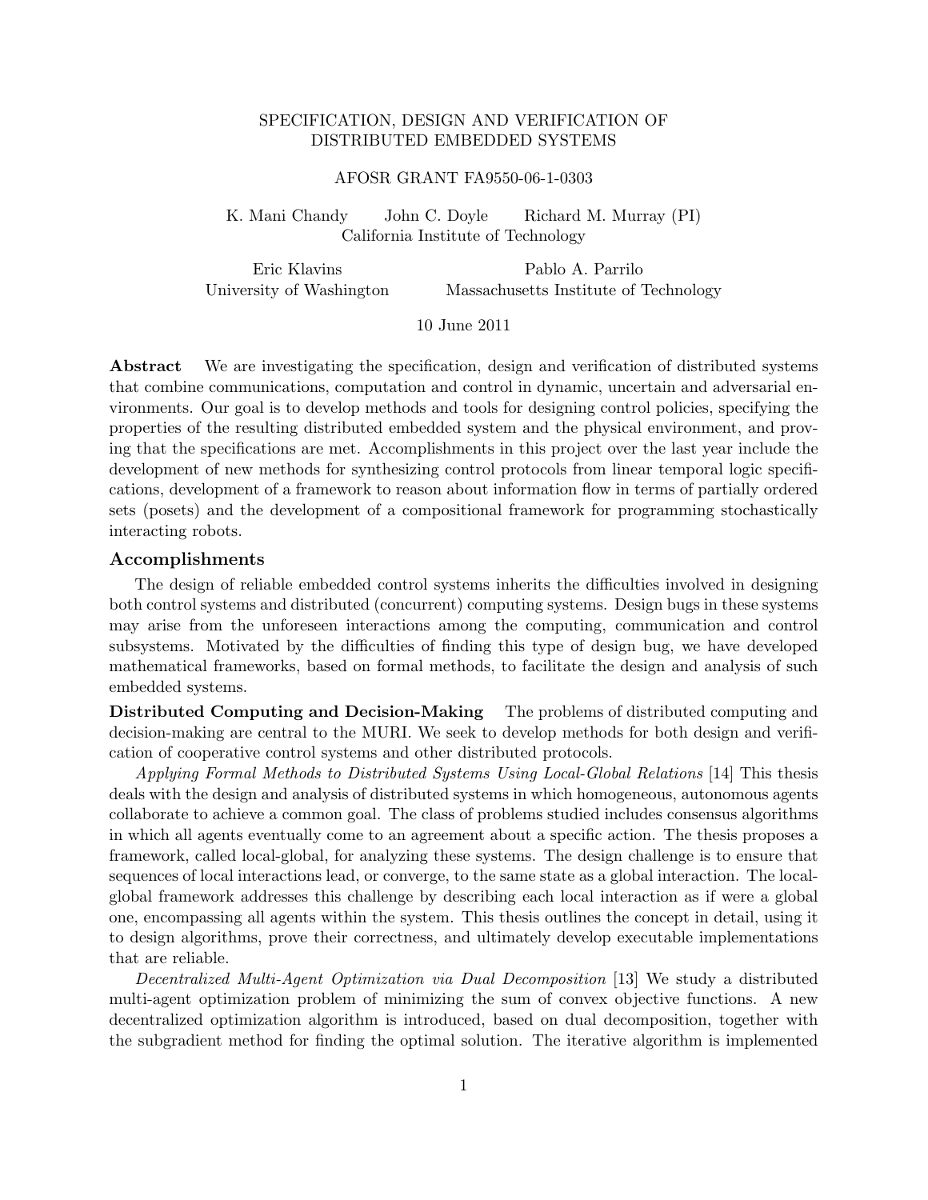# SPECIFICATION, DESIGN AND VERIFICATION OF DISTRIBUTED EMBEDDED SYSTEMS

AFOSR GRANT FA9550-06-1-0303

K. Mani Chandy    John C. Doyle    Richard M. Murray (PI)
California Institute of Technology

Eric Klavins
University of Washington

Pablo A. Parrilo
Massachusetts Institute of Technology

10 June 2011

**Abstract** We are investigating the specification, design and verification of distributed systems that combine communications, computation and control in dynamic, uncertain and adversarial environments. Our goal is to develop methods and tools for designing control policies, specifying the properties of the resulting distributed embedded system and the physical environment, and proving that the specifications are met. Accomplishments in this project over the last year include the development of new methods for synthesizing control protocols from linear temporal logic specifications, development of a framework to reason about information flow in terms of partially ordered sets (posets) and the development of a compositional framework for programming stochastically interacting robots.

## Accomplishments

The design of reliable embedded control systems inherits the difficulties involved in designing both control systems and distributed (concurrent) computing systems. Design bugs in these systems may arise from the unforeseen interactions among the computing, communication and control subsystems. Motivated by the difficulties of finding this type of design bug, we have developed mathematical frameworks, based on formal methods, to facilitate the design and analysis of such embedded systems.

**Distributed Computing and Decision-Making** The problems of distributed computing and decision-making are central to the MURI. We seek to develop methods for both design and verification of cooperative control systems and other distributed protocols.

*Applying Formal Methods to Distributed Systems Using Local-Global Relations* [14] This thesis deals with the design and analysis of distributed systems in which homogeneous, autonomous agents collaborate to achieve a common goal. The class of problems studied includes consensus algorithms in which all agents eventually come to an agreement about a specific action. The thesis proposes a framework, called local-global, for analyzing these systems. The design challenge is to ensure that sequences of local interactions lead, or converge, to the same state as a global interaction. The local-global framework addresses this challenge by describing each local interaction as if were a global one, encompassing all agents within the system. This thesis outlines the concept in detail, using it to design algorithms, prove their correctness, and ultimately develop executable implementations that are reliable.

*Decentralized Multi-Agent Optimization via Dual Decomposition* [13] We study a distributed multi-agent optimization problem of minimizing the sum of convex objective functions. A new decentralized optimization algorithm is introduced, based on dual decomposition, together with the subgradient method for finding the optimal solution. The iterative algorithm is implemented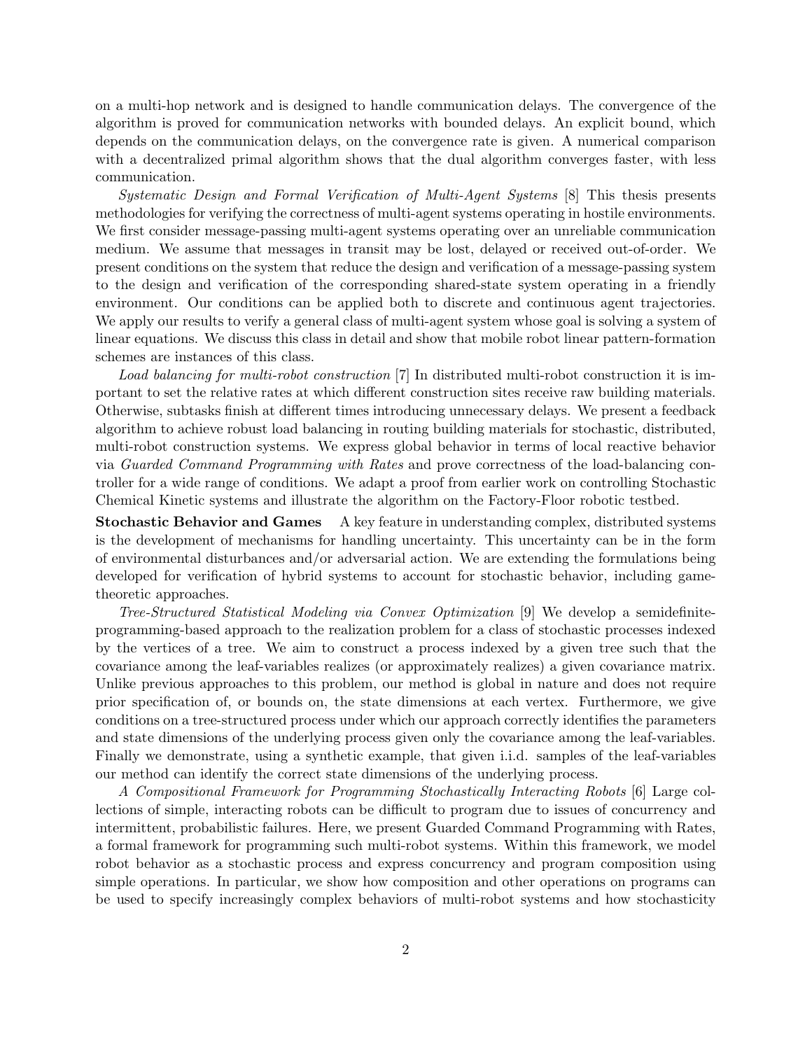on a multi-hop network and is designed to handle communication delays. The convergence of the algorithm is proved for communication networks with bounded delays. An explicit bound, which depends on the communication delays, on the convergence rate is given. A numerical comparison with a decentralized primal algorithm shows that the dual algorithm converges faster, with less communication.

*Systematic Design and Formal Verification of Multi-Agent Systems* [8] This thesis presents methodologies for verifying the correctness of multi-agent systems operating in hostile environments. We first consider message-passing multi-agent systems operating over an unreliable communication medium. We assume that messages in transit may be lost, delayed or received out-of-order. We present conditions on the system that reduce the design and verification of a message-passing system to the design and verification of the corresponding shared-state system operating in a friendly environment. Our conditions can be applied both to discrete and continuous agent trajectories. We apply our results to verify a general class of multi-agent system whose goal is solving a system of linear equations. We discuss this class in detail and show that mobile robot linear pattern-formation schemes are instances of this class.

*Load balancing for multi-robot construction* [7] In distributed multi-robot construction it is important to set the relative rates at which different construction sites receive raw building materials. Otherwise, subtasks finish at different times introducing unnecessary delays. We present a feedback algorithm to achieve robust load balancing in routing building materials for stochastic, distributed, multi-robot construction systems. We express global behavior in terms of local reactive behavior via *Guarded Command Programming with Rates* and prove correctness of the load-balancing controller for a wide range of conditions. We adapt a proof from earlier work on controlling Stochastic Chemical Kinetic systems and illustrate the algorithm on the Factory-Floor robotic testbed.

**Stochastic Behavior and Games** A key feature in understanding complex, distributed systems is the development of mechanisms for handling uncertainty. This uncertainty can be in the form of environmental disturbances and/or adversarial action. We are extending the formulations being developed for verification of hybrid systems to account for stochastic behavior, including game-theoretic approaches.

*Tree-Structured Statistical Modeling via Convex Optimization* [9] We develop a semidefinite-programming-based approach to the realization problem for a class of stochastic processes indexed by the vertices of a tree. We aim to construct a process indexed by a given tree such that the covariance among the leaf-variables realizes (or approximately realizes) a given covariance matrix. Unlike previous approaches to this problem, our method is global in nature and does not require prior specification of, or bounds on, the state dimensions at each vertex. Furthermore, we give conditions on a tree-structured process under which our approach correctly identifies the parameters and state dimensions of the underlying process given only the covariance among the leaf-variables. Finally we demonstrate, using a synthetic example, that given i.i.d. samples of the leaf-variables our method can identify the correct state dimensions of the underlying process.

*A Compositional Framework for Programming Stochastically Interacting Robots* [6] Large collections of simple, interacting robots can be difficult to program due to issues of concurrency and intermittent, probabilistic failures. Here, we present Guarded Command Programming with Rates, a formal framework for programming such multi-robot systems. Within this framework, we model robot behavior as a stochastic process and express concurrency and program composition using simple operations. In particular, we show how composition and other operations on programs can be used to specify increasingly complex behaviors of multi-robot systems and how stochasticity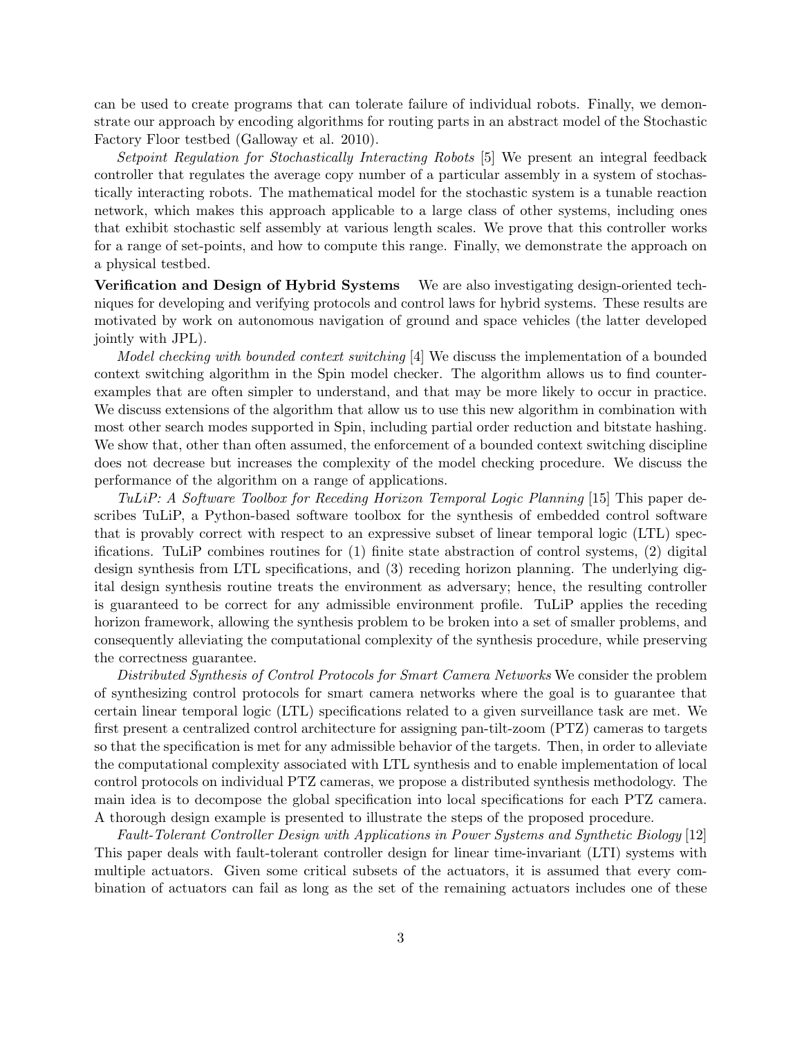can be used to create programs that can tolerate failure of individual robots. Finally, we demonstrate our approach by encoding algorithms for routing parts in an abstract model of the Stochastic Factory Floor testbed (Galloway et al. 2010).

*Setpoint Regulation for Stochastically Interacting Robots* [5] We present an integral feedback controller that regulates the average copy number of a particular assembly in a system of stochastically interacting robots. The mathematical model for the stochastic system is a tunable reaction network, which makes this approach applicable to a large class of other systems, including ones that exhibit stochastic self assembly at various length scales. We prove that this controller works for a range of set-points, and how to compute this range. Finally, we demonstrate the approach on a physical testbed.

**Verification and Design of Hybrid Systems** We are also investigating design-oriented techniques for developing and verifying protocols and control laws for hybrid systems. These results are motivated by work on autonomous navigation of ground and space vehicles (the latter developed jointly with JPL).

*Model checking with bounded context switching* [4] We discuss the implementation of a bounded context switching algorithm in the Spin model checker. The algorithm allows us to find counterexamples that are often simpler to understand, and that may be more likely to occur in practice. We discuss extensions of the algorithm that allow us to use this new algorithm in combination with most other search modes supported in Spin, including partial order reduction and bitstate hashing. We show that, other than often assumed, the enforcement of a bounded context switching discipline does not decrease but increases the complexity of the model checking procedure. We discuss the performance of the algorithm on a range of applications.

*TuLiP: A Software Toolbox for Receding Horizon Temporal Logic Planning* [15] This paper describes TuLiP, a Python-based software toolbox for the synthesis of embedded control software that is provably correct with respect to an expressive subset of linear temporal logic (LTL) specifications. TuLiP combines routines for (1) finite state abstraction of control systems, (2) digital design synthesis from LTL specifications, and (3) receding horizon planning. The underlying digital design synthesis routine treats the environment as adversary; hence, the resulting controller is guaranteed to be correct for any admissible environment profile. TuLiP applies the receding horizon framework, allowing the synthesis problem to be broken into a set of smaller problems, and consequently alleviating the computational complexity of the synthesis procedure, while preserving the correctness guarantee.

*Distributed Synthesis of Control Protocols for Smart Camera Networks* We consider the problem of synthesizing control protocols for smart camera networks where the goal is to guarantee that certain linear temporal logic (LTL) specifications related to a given surveillance task are met. We first present a centralized control architecture for assigning pan-tilt-zoom (PTZ) cameras to targets so that the specification is met for any admissible behavior of the targets. Then, in order to alleviate the computational complexity associated with LTL synthesis and to enable implementation of local control protocols on individual PTZ cameras, we propose a distributed synthesis methodology. The main idea is to decompose the global specification into local specifications for each PTZ camera. A thorough design example is presented to illustrate the steps of the proposed procedure.

*Fault-Tolerant Controller Design with Applications in Power Systems and Synthetic Biology* [12] This paper deals with fault-tolerant controller design for linear time-invariant (LTI) systems with multiple actuators. Given some critical subsets of the actuators, it is assumed that every combination of actuators can fail as long as the set of the remaining actuators includes one of these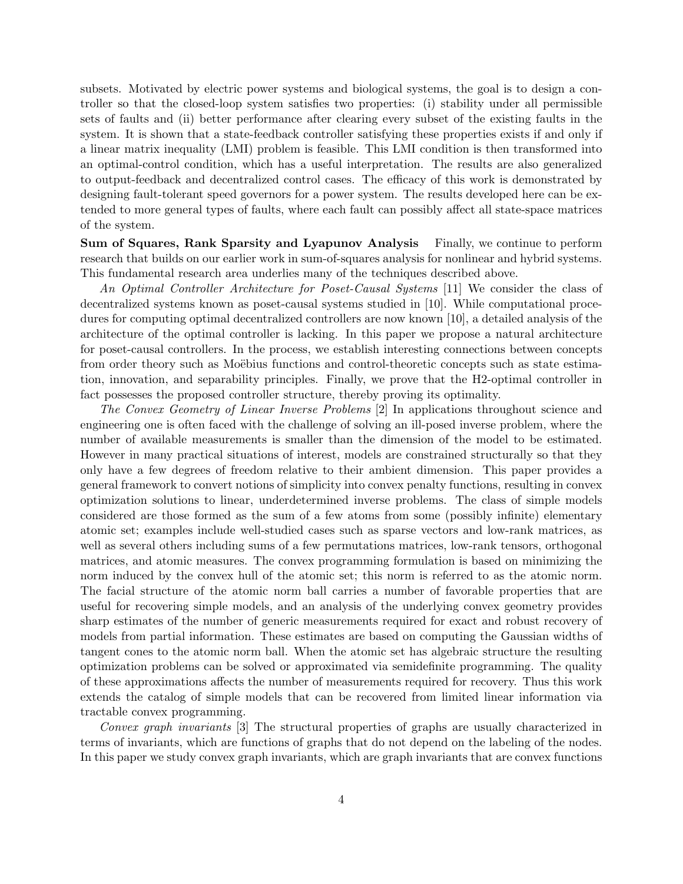subsets. Motivated by electric power systems and biological systems, the goal is to design a controller so that the closed-loop system satisfies two properties: (i) stability under all permissible sets of faults and (ii) better performance after clearing every subset of the existing faults in the system. It is shown that a state-feedback controller satisfying these properties exists if and only if a linear matrix inequality (LMI) problem is feasible. This LMI condition is then transformed into an optimal-control condition, which has a useful interpretation. The results are also generalized to output-feedback and decentralized control cases. The efficacy of this work is demonstrated by designing fault-tolerant speed governors for a power system. The results developed here can be extended to more general types of faults, where each fault can possibly affect all state-space matrices of the system.

**Sum of Squares, Rank Sparsity and Lyapunov Analysis** Finally, we continue to perform research that builds on our earlier work in sum-of-squares analysis for nonlinear and hybrid systems. This fundamental research area underlies many of the techniques described above.

*An Optimal Controller Architecture for Poset-Causal Systems* [11] We consider the class of decentralized systems known as poset-causal systems studied in [10]. While computational procedures for computing optimal decentralized controllers are now known [10], a detailed analysis of the architecture of the optimal controller is lacking. In this paper we propose a natural architecture for poset-causal controllers. In the process, we establish interesting connections between concepts from order theory such as Moëbius functions and control-theoretic concepts such as state estimation, innovation, and separability principles. Finally, we prove that the H2-optimal controller in fact possesses the proposed controller structure, thereby proving its optimality.

*The Convex Geometry of Linear Inverse Problems* [2] In applications throughout science and engineering one is often faced with the challenge of solving an ill-posed inverse problem, where the number of available measurements is smaller than the dimension of the model to be estimated. However in many practical situations of interest, models are constrained structurally so that they only have a few degrees of freedom relative to their ambient dimension. This paper provides a general framework to convert notions of simplicity into convex penalty functions, resulting in convex optimization solutions to linear, underdetermined inverse problems. The class of simple models considered are those formed as the sum of a few atoms from some (possibly infinite) elementary atomic set; examples include well-studied cases such as sparse vectors and low-rank matrices, as well as several others including sums of a few permutations matrices, low-rank tensors, orthogonal matrices, and atomic measures. The convex programming formulation is based on minimizing the norm induced by the convex hull of the atomic set; this norm is referred to as the atomic norm. The facial structure of the atomic norm ball carries a number of favorable properties that are useful for recovering simple models, and an analysis of the underlying convex geometry provides sharp estimates of the number of generic measurements required for exact and robust recovery of models from partial information. These estimates are based on computing the Gaussian widths of tangent cones to the atomic norm ball. When the atomic set has algebraic structure the resulting optimization problems can be solved or approximated via semidefinite programming. The quality of these approximations affects the number of measurements required for recovery. Thus this work extends the catalog of simple models that can be recovered from limited linear information via tractable convex programming.

*Convex graph invariants* [3] The structural properties of graphs are usually characterized in terms of invariants, which are functions of graphs that do not depend on the labeling of the nodes. In this paper we study convex graph invariants, which are graph invariants that are convex functions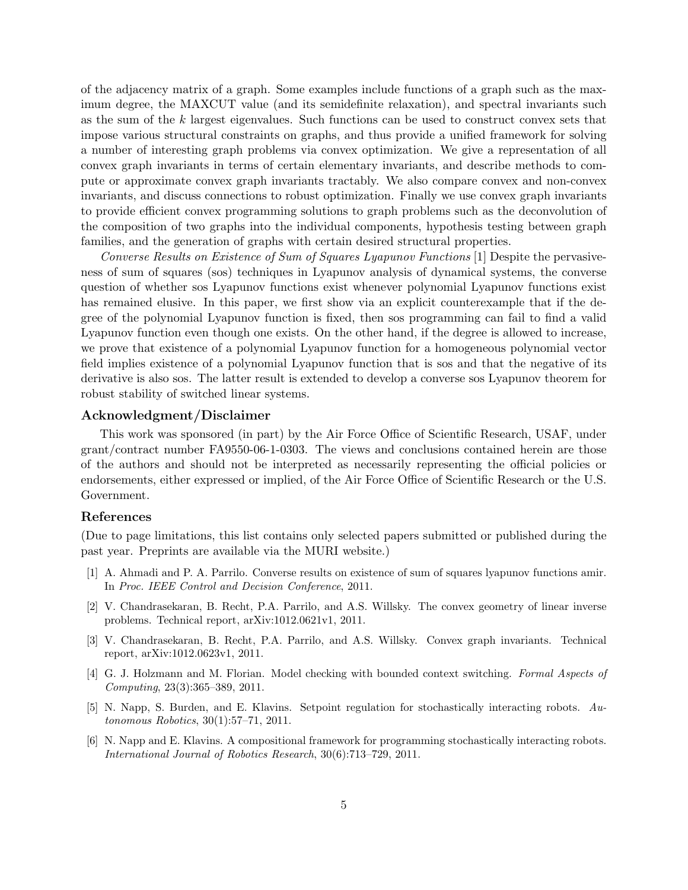of the adjacency matrix of a graph. Some examples include functions of a graph such as the maximum degree, the MAXCUT value (and its semidefinite relaxation), and spectral invariants such as the sum of the $k$ largest eigenvalues. Such functions can be used to construct convex sets that impose various structural constraints on graphs, and thus provide a unified framework for solving a number of interesting graph problems via convex optimization. We give a representation of all convex graph invariants in terms of certain elementary invariants, and describe methods to compute or approximate convex graph invariants tractably. We also compare convex and non-convex invariants, and discuss connections to robust optimization. Finally we use convex graph invariants to provide efficient convex programming solutions to graph problems such as the deconvolution of the composition of two graphs into the individual components, hypothesis testing between graph families, and the generation of graphs with certain desired structural properties.

*Converse Results on Existence of Sum of Squares Lyapunov Functions* [1] Despite the pervasiveness of sum of squares (sos) techniques in Lyapunov analysis of dynamical systems, the converse question of whether sos Lyapunov functions exist whenever polynomial Lyapunov functions exist has remained elusive. In this paper, we first show via an explicit counterexample that if the degree of the polynomial Lyapunov function is fixed, then sos programming can fail to find a valid Lyapunov function even though one exists. On the other hand, if the degree is allowed to increase, we prove that existence of a polynomial Lyapunov function for a homogeneous polynomial vector field implies existence of a polynomial Lyapunov function that is sos and that the negative of its derivative is also sos. The latter result is extended to develop a converse sos Lyapunov theorem for robust stability of switched linear systems.

## Acknowledgment/Disclaimer

This work was sponsored (in part) by the Air Force Office of Scientific Research, USAF, under grant/contract number FA9550-06-1-0303. The views and conclusions contained herein are those of the authors and should not be interpreted as necessarily representing the official policies or endorsements, either expressed or implied, of the Air Force Office of Scientific Research or the U.S. Government.

## References

(Due to page limitations, this list contains only selected papers submitted or published during the past year. Preprints are available via the MURI website.)

[1] A. Ahmadi and P. A. Parrilo. Converse results on existence of sum of squares lyapunov functions amir. In *Proc. IEEE Control and Decision Conference*, 2011.

[2] V. Chandrasekaran, B. Recht, P.A. Parrilo, and A.S. Willsky. The convex geometry of linear inverse problems. Technical report, arXiv:1012.0621v1, 2011.

[3] V. Chandrasekaran, B. Recht, P.A. Parrilo, and A.S. Willsky. Convex graph invariants. Technical report, arXiv:1012.0623v1, 2011.

[4] G. J. Holzmann and M. Florian. Model checking with bounded context switching. *Formal Aspects of Computing*, 23(3):365–389, 2011.

[5] N. Napp, S. Burden, and E. Klavins. Setpoint regulation for stochastically interacting robots. *Autonomous Robotics*, 30(1):57–71, 2011.

[6] N. Napp and E. Klavins. A compositional framework for programming stochastically interacting robots. *International Journal of Robotics Research*, 30(6):713–729, 2011.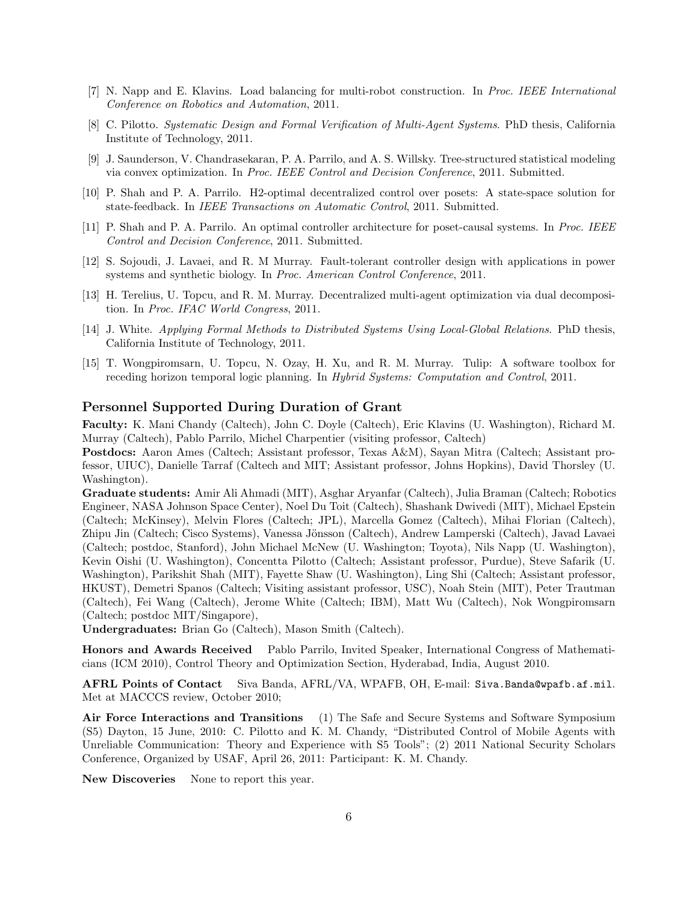[7] N. Napp and E. Klavins. Load balancing for multi-robot construction. In *Proc. IEEE International Conference on Robotics and Automation*, 2011.

[8] C. Pilotto. *Systematic Design and Formal Verification of Multi-Agent Systems*. PhD thesis, California Institute of Technology, 2011.

[9] J. Saunderson, V. Chandrasekaran, P. A. Parrilo, and A. S. Willsky. Tree-structured statistical modeling via convex optimization. In *Proc. IEEE Control and Decision Conference*, 2011. Submitted.

[10] P. Shah and P. A. Parrilo. H2-optimal decentralized control over posets: A state-space solution for state-feedback. In *IEEE Transactions on Automatic Control*, 2011. Submitted.

[11] P. Shah and P. A. Parrilo. An optimal controller architecture for poset-causal systems. In *Proc. IEEE Control and Decision Conference*, 2011. Submitted.

[12] S. Sojoudi, J. Lavaei, and R. M Murray. Fault-tolerant controller design with applications in power systems and synthetic biology. In *Proc. American Control Conference*, 2011.

[13] H. Terelius, U. Topcu, and R. M. Murray. Decentralized multi-agent optimization via dual decomposition. In *Proc. IFAC World Congress*, 2011.

[14] J. White. *Applying Formal Methods to Distributed Systems Using Local-Global Relations*. PhD thesis, California Institute of Technology, 2011.

[15] T. Wongpiromsarn, U. Topcu, N. Ozay, H. Xu, and R. M. Murray. Tulip: A software toolbox for receding horizon temporal logic planning. In *Hybrid Systems: Computation and Control*, 2011.

## Personnel Supported During Duration of Grant

**Faculty:** K. Mani Chandy (Caltech), John C. Doyle (Caltech), Eric Klavins (U. Washington), Richard M. Murray (Caltech), Pablo Parrilo, Michel Charpentier (visiting professor, Caltech)

**Postdocs:** Aaron Ames (Caltech; Assistant professor, Texas A&M), Sayan Mitra (Caltech; Assistant professor, UIUC), Danielle Tarraf (Caltech and MIT; Assistant professor, Johns Hopkins), David Thorsley (U. Washington).

**Graduate students:** Amir Ali Ahmadi (MIT), Asghar Aryanfar (Caltech), Julia Braman (Caltech; Robotics Engineer, NASA Johnson Space Center), Noel Du Toit (Caltech), Shashank Dwivedi (MIT), Michael Epstein (Caltech; McKinsey), Melvin Flores (Caltech; JPL), Marcella Gomez (Caltech), Mihai Florian (Caltech), Zhipu Jin (Caltech; Cisco Systems), Vanessa Jönsson (Caltech), Andrew Lamperski (Caltech), Javad Lavaei (Caltech; postdoc, Stanford), John Michael McNew (U. Washington; Toyota), Nils Napp (U. Washington), Kevin Oishi (U. Washington), Concentta Pilotto (Caltech; Assistant professor, Purdue), Steve Safarik (U. Washington), Parikshit Shah (MIT), Fayette Shaw (U. Washington), Ling Shi (Caltech; Assistant professor, HKUST), Demetri Spanos (Caltech; Visiting assistant professor, USC), Noah Stein (MIT), Peter Trautman (Caltech), Fei Wang (Caltech), Jerome White (Caltech; IBM), Matt Wu (Caltech), Nok Wongpiromsarn (Caltech; postdoc MIT/Singapore),

**Undergraduates:** Brian Go (Caltech), Mason Smith (Caltech).

**Honors and Awards Received** Pablo Parrilo, Invited Speaker, International Congress of Mathematicians (ICM 2010), Control Theory and Optimization Section, Hyderabad, India, August 2010.

**AFRL Points of Contact** Siva Banda, AFRL/VA, WPAFB, OH, E-mail: Siva.Banda@wpafb.af.mil. Met at MACCCS review, October 2010;

**Air Force Interactions and Transitions** (1) The Safe and Secure Systems and Software Symposium (S5) Dayton, 15 June, 2010: C. Pilotto and K. M. Chandy, "Distributed Control of Mobile Agents with Unreliable Communication: Theory and Experience with S5 Tools"; (2) 2011 National Security Scholars Conference, Organized by USAF, April 26, 2011: Participant: K. M. Chandy.

**New Discoveries** None to report this year.